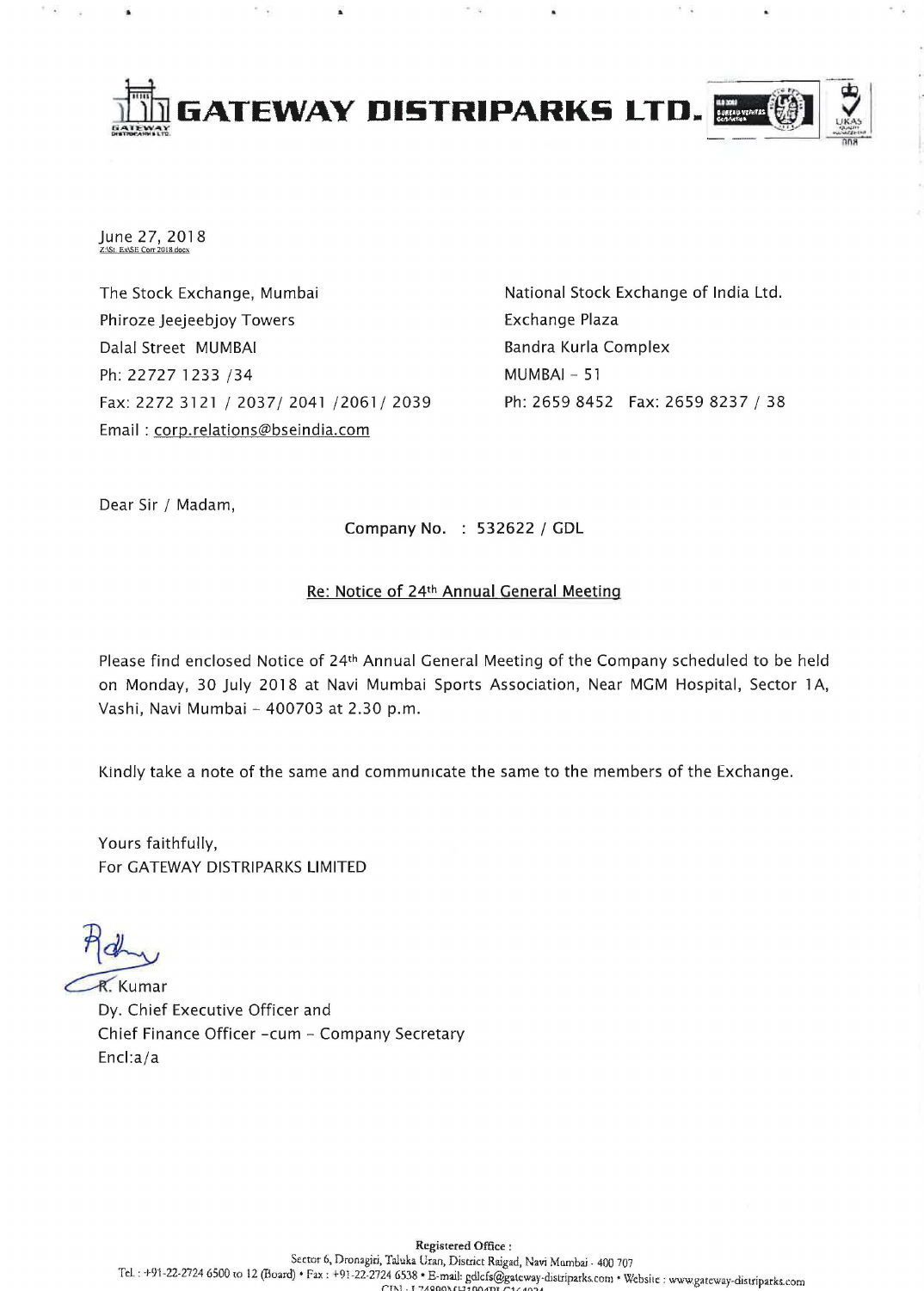# GATEWAY DISTRIPARKS LTD.

June 27, 2018
Z:\SL Ex\SE Corr 2018.docx

The Stock Exchange, Mumbai
Phiroze Jeejeebjoy Towers
Dalal Street MUMBAI
Ph: 22727 1233 /34
Fax: 2272 3121 / 2037/ 2041 /2061/ 2039
Email : corp.relations@bseindia.com

National Stock Exchange of India Ltd.
Exchange Plaza
Bandra Kurla Complex
MUMBAI – 51
Ph: 2659 8452 Fax: 2659 8237 / 38

Dear Sir / Madam,

Company No. : 532622 / GDL

Re: Notice of 24th Annual General Meeting

Please find enclosed Notice of 24th Annual General Meeting of the Company scheduled to be held on Monday, 30 July 2018 at Navi Mumbai Sports Association, Near MGM Hospital, Sector 1A, Vashi, Navi Mumbai – 400703 at 2.30 p.m.

Kindly take a note of the same and communicate the same to the members of the Exchange.

Yours faithfully,
For GATEWAY DISTRIPARKS LIMITED

R. Kumar
Dy. Chief Executive Officer and
Chief Finance Officer -cum – Company Secretary
Encl:a/a

**Registered Office :**
Sector 6, Dronagiri, Taluka Uran, District Raigad, Navi Mumbai - 400 707
Tel. : +91-22-2724 6500 to 12 (Board) • Fax : +91-22-2724 6538 • E-mail: gdlcfs@gateway-distriparks.com • Website : www.gateway-distriparks.com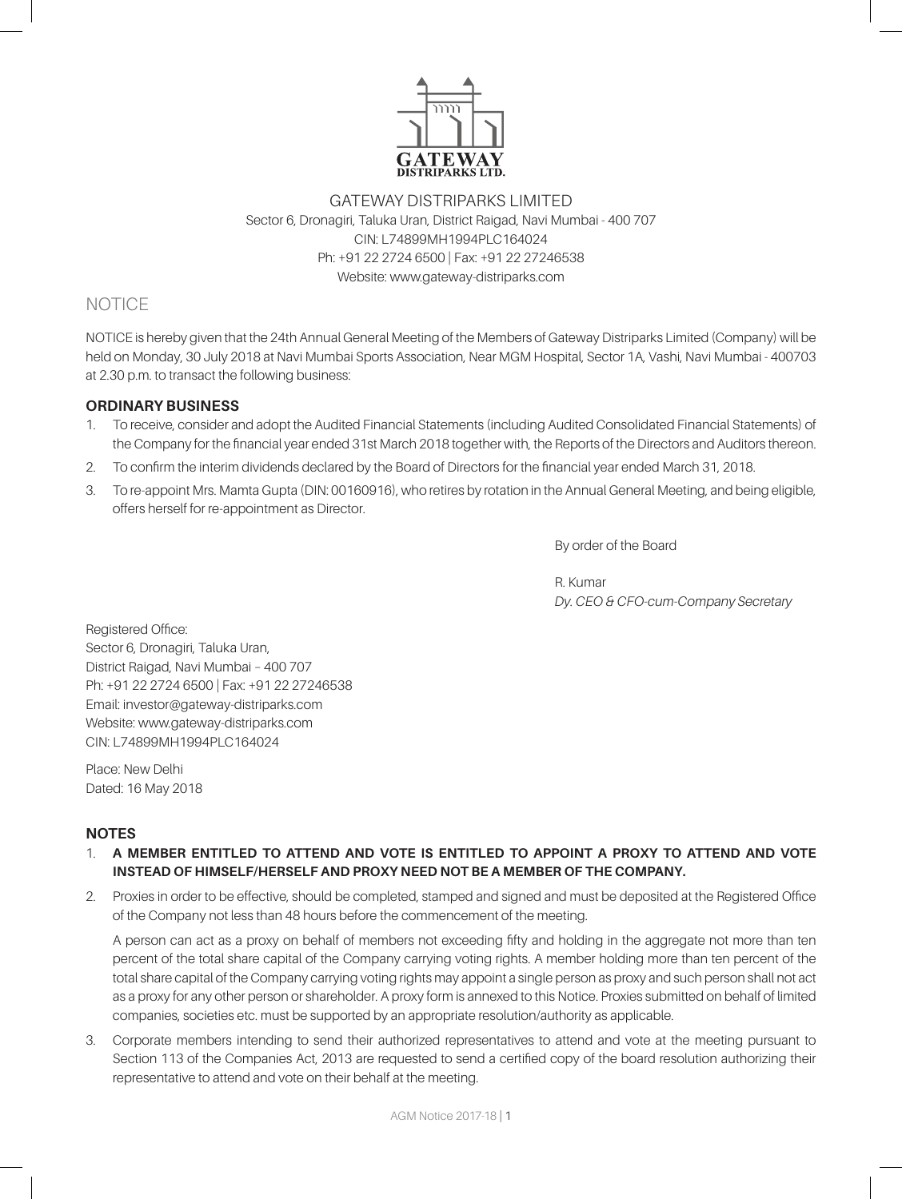GATEWAY DISTRIPARKS LIMITED
Sector 6, Dronagiri, Taluka Uran, District Raigad, Navi Mumbai - 400 707
CIN: L74899MH1994PLC164024
Ph: +91 22 2724 6500 | Fax: +91 22 27246538
Website: www.gateway-distriparks.com

# NOTICE

NOTICE is hereby given that the 24th Annual General Meeting of the Members of Gateway Distriparks Limited (Company) will be held on Monday, 30 July 2018 at Navi Mumbai Sports Association, Near MGM Hospital, Sector 1A, Vashi, Navi Mumbai - 400703 at 2.30 p.m. to transact the following business:

## ORDINARY BUSINESS

1. To receive, consider and adopt the Audited Financial Statements (including Audited Consolidated Financial Statements) of the Company for the financial year ended 31st March 2018 together with, the Reports of the Directors and Auditors thereon.
2. To confirm the interim dividends declared by the Board of Directors for the financial year ended March 31, 2018.
3. To re-appoint Mrs. Mamta Gupta (DIN: 00160916), who retires by rotation in the Annual General Meeting, and being eligible, offers herself for re-appointment as Director.

By order of the Board

R. Kumar
*Dy. CEO & CFO-cum-Company Secretary*

Registered Office:
Sector 6, Dronagiri, Taluka Uran,
District Raigad, Navi Mumbai – 400 707
Ph: +91 22 2724 6500 | Fax: +91 22 27246538
Email: investor@gateway-distriparks.com
Website: www.gateway-distriparks.com
CIN: L74899MH1994PLC164024

Place: New Delhi
Dated: 16 May 2018

## NOTES

1. **A MEMBER ENTITLED TO ATTEND AND VOTE IS ENTITLED TO APPOINT A PROXY TO ATTEND AND VOTE INSTEAD OF HIMSELF/HERSELF AND PROXY NEED NOT BE A MEMBER OF THE COMPANY.**
2. Proxies in order to be effective, should be completed, stamped and signed and must be deposited at the Registered Office of the Company not less than 48 hours before the commencement of the meeting.

   A person can act as a proxy on behalf of members not exceeding fifty and holding in the aggregate not more than ten percent of the total share capital of the Company carrying voting rights. A member holding more than ten percent of the total share capital of the Company carrying voting rights may appoint a single person as proxy and such person shall not act as a proxy for any other person or shareholder. A proxy form is annexed to this Notice. Proxies submitted on behalf of limited companies, societies etc. must be supported by an appropriate resolution/authority as applicable.
3. Corporate members intending to send their authorized representatives to attend and vote at the meeting pursuant to Section 113 of the Companies Act, 2013 are requested to send a certified copy of the board resolution authorizing their representative to attend and vote on their behalf at the meeting.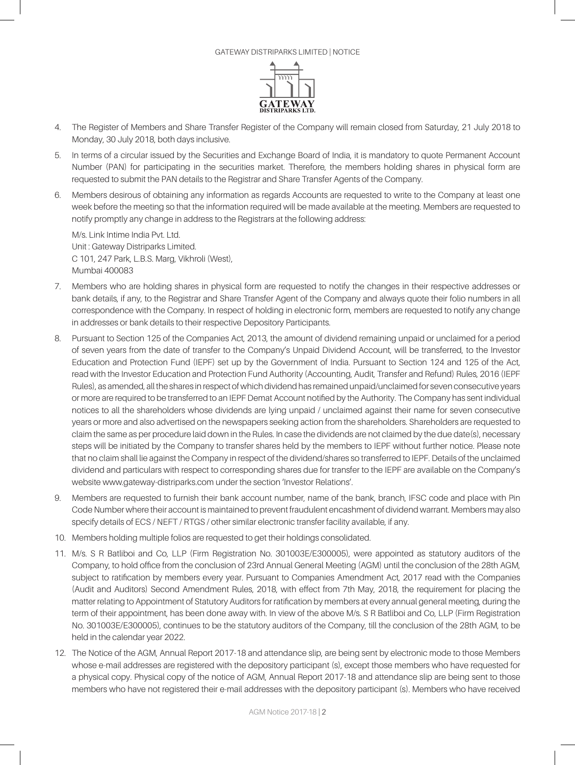4. The Register of Members and Share Transfer Register of the Company will remain closed from Saturday, 21 July 2018 to Monday, 30 July 2018, both days inclusive.

5. In terms of a circular issued by the Securities and Exchange Board of India, it is mandatory to quote Permanent Account Number (PAN) for participating in the securities market. Therefore, the members holding shares in physical form are requested to submit the PAN details to the Registrar and Share Transfer Agents of the Company.

6. Members desirous of obtaining any information as regards Accounts are requested to write to the Company at least one week before the meeting so that the information required will be made available at the meeting. Members are requested to notify promptly any change in address to the Registrars at the following address:

   M/s. Link Intime India Pvt. Ltd.
   Unit : Gateway Distriparks Limited.
   C 101, 247 Park, L.B.S. Marg, Vikhroli (West),
   Mumbai 400083

7. Members who are holding shares in physical form are requested to notify the changes in their respective addresses or bank details, if any, to the Registrar and Share Transfer Agent of the Company and always quote their folio numbers in all correspondence with the Company. In respect of holding in electronic form, members are requested to notify any change in addresses or bank details to their respective Depository Participants.

8. Pursuant to Section 125 of the Companies Act, 2013, the amount of dividend remaining unpaid or unclaimed for a period of seven years from the date of transfer to the Company's Unpaid Dividend Account, will be transferred, to the Investor Education and Protection Fund (IEPF) set up by the Government of India. Pursuant to Section 124 and 125 of the Act, read with the Investor Education and Protection Fund Authority (Accounting, Audit, Transfer and Refund) Rules, 2016 (IEPF Rules), as amended, all the shares in respect of which dividend has remained unpaid/unclaimed for seven consecutive years or more are required to be transferred to an IEPF Demat Account notified by the Authority. The Company has sent individual notices to all the shareholders whose dividends are lying unpaid / unclaimed against their name for seven consecutive years or more and also advertised on the newspapers seeking action from the shareholders. Shareholders are requested to claim the same as per procedure laid down in the Rules. In case the dividends are not claimed by the due date(s), necessary steps will be initiated by the Company to transfer shares held by the members to IEPF without further notice. Please note that no claim shall lie against the Company in respect of the dividend/shares so transferred to IEPF. Details of the unclaimed dividend and particulars with respect to corresponding shares due for transfer to the IEPF are available on the Company's website www.gateway-distriparks.com under the section 'Investor Relations'.

9. Members are requested to furnish their bank account number, name of the bank, branch, IFSC code and place with Pin Code Number where their account is maintained to prevent fraudulent encashment of dividend warrant. Members may also specify details of ECS / NEFT / RTGS / other similar electronic transfer facility available, if any.

10. Members holding multiple folios are requested to get their holdings consolidated.

11. M/s. S R Batliboi and Co, LLP (Firm Registration No. 301003E/E300005), were appointed as statutory auditors of the Company, to hold office from the conclusion of 23rd Annual General Meeting (AGM) until the conclusion of the 28th AGM, subject to ratification by members every year. Pursuant to Companies Amendment Act, 2017 read with the Companies (Audit and Auditors) Second Amendment Rules, 2018, with effect from 7th May, 2018, the requirement for placing the matter relating to Appointment of Statutory Auditors for ratification by members at every annual general meeting, during the term of their appointment, has been done away with. In view of the above M/s. S R Batliboi and Co, LLP (Firm Registration No. 301003E/E300005), continues to be the statutory auditors of the Company, till the conclusion of the 28th AGM, to be held in the calendar year 2022.

12. The Notice of the AGM, Annual Report 2017-18 and attendance slip, are being sent by electronic mode to those Members whose e-mail addresses are registered with the depository participant (s), except those members who have requested for a physical copy. Physical copy of the notice of AGM, Annual Report 2017-18 and attendance slip are being sent to those members who have not registered their e-mail addresses with the depository participant (s). Members who have received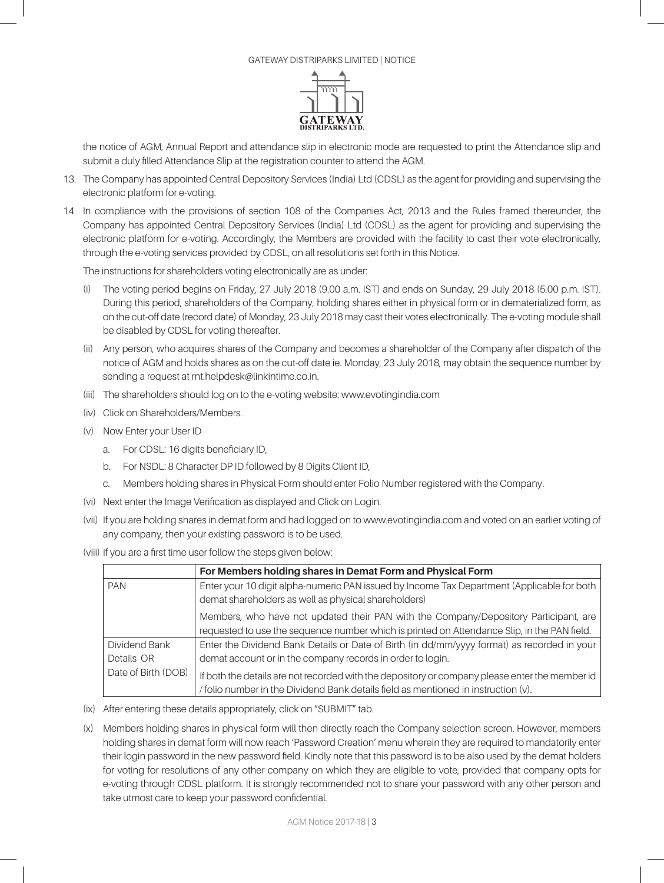the notice of AGM, Annual Report and attendance slip in electronic mode are requested to print the Attendance slip and submit a duly filled Attendance Slip at the registration counter to attend the AGM.

13. The Company has appointed Central Depository Services (India) Ltd (CDSL) as the agent for providing and supervising the electronic platform for e-voting.

14. In compliance with the provisions of section 108 of the Companies Act, 2013 and the Rules framed thereunder, the Company has appointed Central Depository Services (India) Ltd (CDSL) as the agent for providing and supervising the electronic platform for e-voting. Accordingly, the Members are provided with the facility to cast their vote electronically, through the e-voting services provided by CDSL, on all resolutions set forth in this Notice.

    The instructions for shareholders voting electronically are as under:

    (i) The voting period begins on Friday, 27 July 2018 (9.00 a.m. IST) and ends on Sunday, 29 July 2018 (5.00 p.m. IST). During this period, shareholders of the Company, holding shares either in physical form or in dematerialized form, as on the cut-off date (record date) of Monday, 23 July 2018 may cast their votes electronically. The e-voting module shall be disabled by CDSL for voting thereafter.

    (ii) Any person, who acquires shares of the Company and becomes a shareholder of the Company after dispatch of the notice of AGM and holds shares as on the cut-off date ie. Monday, 23 July 2018, may obtain the sequence number by sending a request at rnt.helpdesk@linkintime.co.in.

    (iii) The shareholders should log on to the e-voting website: www.evotingindia.com

    (iv) Click on Shareholders/Members.

    (v) Now Enter your User ID

    a. For CDSL: 16 digits beneficiary ID,

    b. For NSDL: 8 Character DP ID followed by 8 Digits Client ID,

    c. Members holding shares in Physical Form should enter Folio Number registered with the Company.

    (vi) Next enter the Image Verification as displayed and Click on Login.

    (vii) If you are holding shares in demat form and had logged on to www.evotingindia.com and voted on an earlier voting of any company, then your existing password is to be used.

    (viii) If you are a first time user follow the steps given below:

| | **For Members holding shares in Demat Form and Physical Form** |
|---|---|
| PAN | Enter your 10 digit alpha-numeric PAN issued by Income Tax Department (Applicable for both demat shareholders as well as physical shareholders)<br><br>Members, who have not updated their PAN with the Company/Depository Participant, are requested to use the sequence number which is printed on Attendance Slip, in the PAN field. |
| Dividend Bank Details OR Date of Birth (DOB) | Enter the Dividend Bank Details or Date of Birth (in dd/mm/yyyy format) as recorded in your demat account or in the company records in order to login.<br><br>If both the details are not recorded with the depository or company please enter the member id / folio number in the Dividend Bank details field as mentioned in instruction (v). |

    (ix) After entering these details appropriately, click on "SUBMIT" tab.

    (x) Members holding shares in physical form will then directly reach the Company selection screen. However, members holding shares in demat form will now reach 'Password Creation' menu wherein they are required to mandatorily enter their login password in the new password field. Kindly note that this password is to be also used by the demat holders for voting for resolutions of any other company on which they are eligible to vote, provided that company opts for e-voting through CDSL platform. It is strongly recommended not to share your password with any other person and take utmost care to keep your password confidential.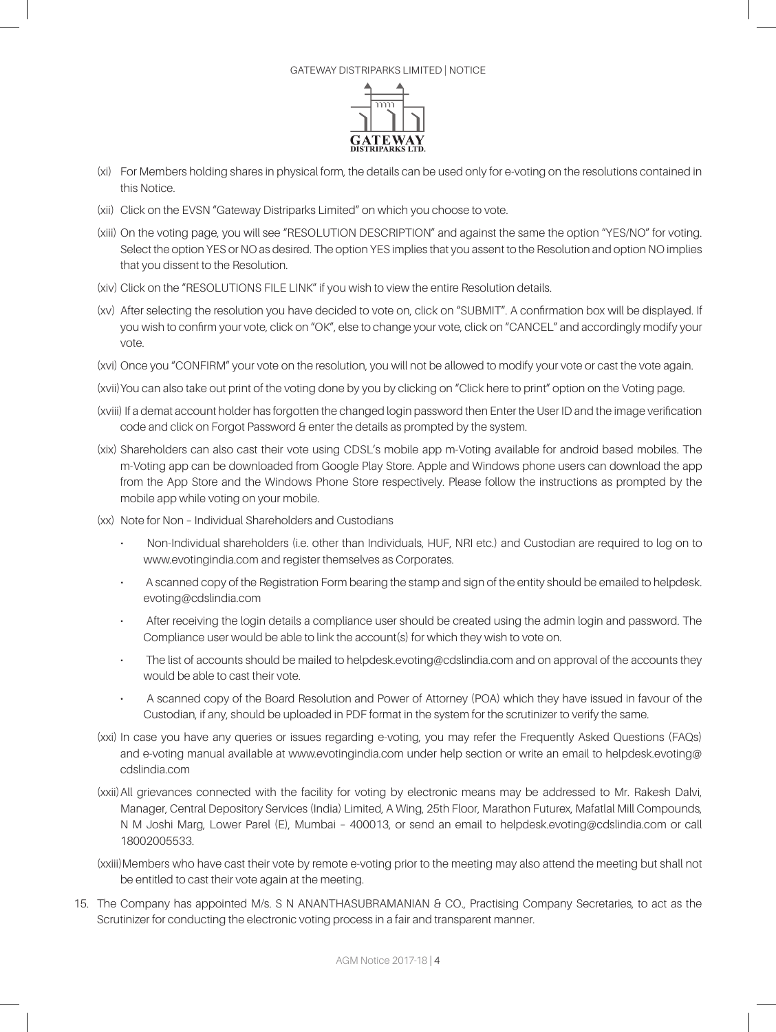(xi) For Members holding shares in physical form, the details can be used only for e-voting on the resolutions contained in this Notice.

(xii) Click on the EVSN "Gateway Distriparks Limited" on which you choose to vote.

(xiii) On the voting page, you will see "RESOLUTION DESCRIPTION" and against the same the option "YES/NO" for voting. Select the option YES or NO as desired. The option YES implies that you assent to the Resolution and option NO implies that you dissent to the Resolution.

(xiv) Click on the "RESOLUTIONS FILE LINK" if you wish to view the entire Resolution details.

(xv) After selecting the resolution you have decided to vote on, click on "SUBMIT". A confirmation box will be displayed. If you wish to confirm your vote, click on "OK", else to change your vote, click on "CANCEL" and accordingly modify your vote.

(xvi) Once you "CONFIRM" your vote on the resolution, you will not be allowed to modify your vote or cast the vote again.

(xvii) You can also take out print of the voting done by you by clicking on "Click here to print" option on the Voting page.

(xviii) If a demat account holder has forgotten the changed login password then Enter the User ID and the image verification code and click on Forgot Password & enter the details as prompted by the system.

(xix) Shareholders can also cast their vote using CDSL's mobile app m-Voting available for android based mobiles. The m-Voting app can be downloaded from Google Play Store. Apple and Windows phone users can download the app from the App Store and the Windows Phone Store respectively. Please follow the instructions as prompted by the mobile app while voting on your mobile.

(xx) Note for Non – Individual Shareholders and Custodians

- Non-Individual shareholders (i.e. other than Individuals, HUF, NRI etc.) and Custodian are required to log on to www.evotingindia.com and register themselves as Corporates.
- A scanned copy of the Registration Form bearing the stamp and sign of the entity should be emailed to helpdesk.evoting@cdslindia.com
- After receiving the login details a compliance user should be created using the admin login and password. The Compliance user would be able to link the account(s) for which they wish to vote on.
- The list of accounts should be mailed to helpdesk.evoting@cdslindia.com and on approval of the accounts they would be able to cast their vote.
- A scanned copy of the Board Resolution and Power of Attorney (POA) which they have issued in favour of the Custodian, if any, should be uploaded in PDF format in the system for the scrutinizer to verify the same.

(xxi) In case you have any queries or issues regarding e-voting, you may refer the Frequently Asked Questions (FAQs) and e-voting manual available at www.evotingindia.com under help section or write an email to helpdesk.evoting@cdslindia.com

(xxii) All grievances connected with the facility for voting by electronic means may be addressed to Mr. Rakesh Dalvi, Manager, Central Depository Services (India) Limited, A Wing, 25th Floor, Marathon Futurex, Mafatlal Mill Compounds, N M Joshi Marg, Lower Parel (E), Mumbai – 400013, or send an email to helpdesk.evoting@cdslindia.com or call 18002005533.

(xxiii) Members who have cast their vote by remote e-voting prior to the meeting may also attend the meeting but shall not be entitled to cast their vote again at the meeting.

15. The Company has appointed M/s. S N ANANTHASUBRAMANIAN & CO., Practising Company Secretaries, to act as the Scrutinizer for conducting the electronic voting process in a fair and transparent manner.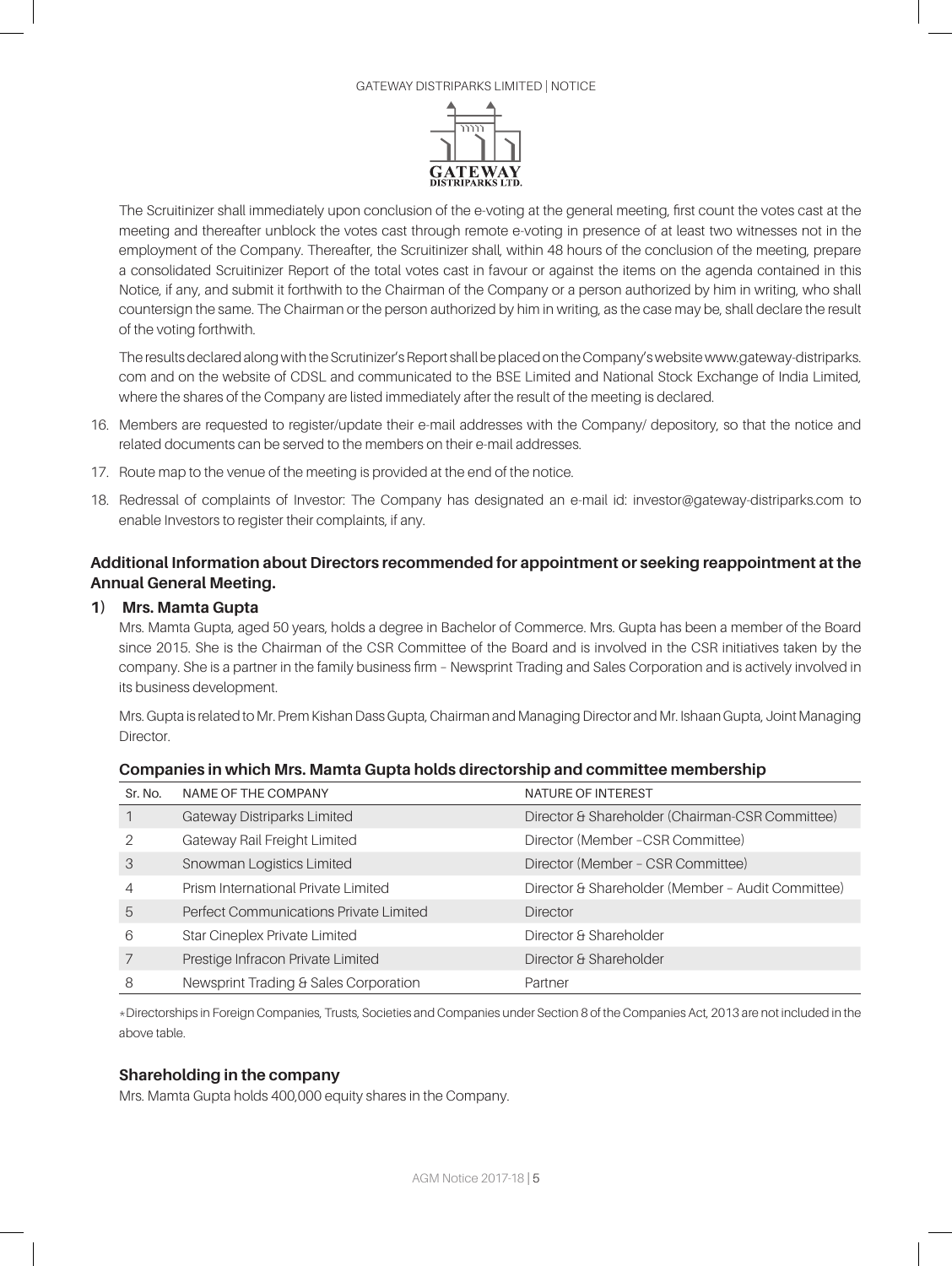The Scruitinizer shall immediately upon conclusion of the e-voting at the general meeting, first count the votes cast at the meeting and thereafter unblock the votes cast through remote e-voting in presence of at least two witnesses not in the employment of the Company. Thereafter, the Scruitinizer shall, within 48 hours of the conclusion of the meeting, prepare a consolidated Scruitinizer Report of the total votes cast in favour or against the items on the agenda contained in this Notice, if any, and submit it forthwith to the Chairman of the Company or a person authorized by him in writing, who shall countersign the same. The Chairman or the person authorized by him in writing, as the case may be, shall declare the result of the voting forthwith.

The results declared along with the Scrutinizer's Report shall be placed on the Company's website www.gateway-distriparks.com and on the website of CDSL and communicated to the BSE Limited and National Stock Exchange of India Limited, where the shares of the Company are listed immediately after the result of the meeting is declared.

16. Members are requested to register/update their e-mail addresses with the Company/ depository, so that the notice and related documents can be served to the members on their e-mail addresses.
17. Route map to the venue of the meeting is provided at the end of the notice.
18. Redressal of complaints of Investor: The Company has designated an e-mail id: investor@gateway-distriparks.com to enable Investors to register their complaints, if any.

## Additional Information about Directors recommended for appointment or seeking reappointment at the Annual General Meeting.

### 1) Mrs. Mamta Gupta

Mrs. Mamta Gupta, aged 50 years, holds a degree in Bachelor of Commerce. Mrs. Gupta has been a member of the Board since 2015. She is the Chairman of the CSR Committee of the Board and is involved in the CSR initiatives taken by the company. She is a partner in the family business firm – Newsprint Trading and Sales Corporation and is actively involved in its business development.

Mrs. Gupta is related to Mr. Prem Kishan Dass Gupta, Chairman and Managing Director and Mr. Ishaan Gupta, Joint Managing Director.

#### Companies in which Mrs. Mamta Gupta holds directorship and committee membership

| Sr. No. | NAME OF THE COMPANY | NATURE OF INTEREST |
|---|---|---|
| 1 | Gateway Distriparks Limited | Director & Shareholder (Chairman-CSR Committee) |
| 2 | Gateway Rail Freight Limited | Director (Member –CSR Committee) |
| 3 | Snowman Logistics Limited | Director (Member – CSR Committee) |
| 4 | Prism International Private Limited | Director & Shareholder (Member – Audit Committee) |
| 5 | Perfect Communications Private Limited | Director |
| 6 | Star Cineplex Private Limited | Director & Shareholder |
| 7 | Prestige Infracon Private Limited | Director & Shareholder |
| 8 | Newsprint Trading & Sales Corporation | Partner |

*Directorships in Foreign Companies, Trusts, Societies and Companies under Section 8 of the Companies Act, 2013 are not included in the above table.

#### Shareholding in the company

Mrs. Mamta Gupta holds 400,000 equity shares in the Company.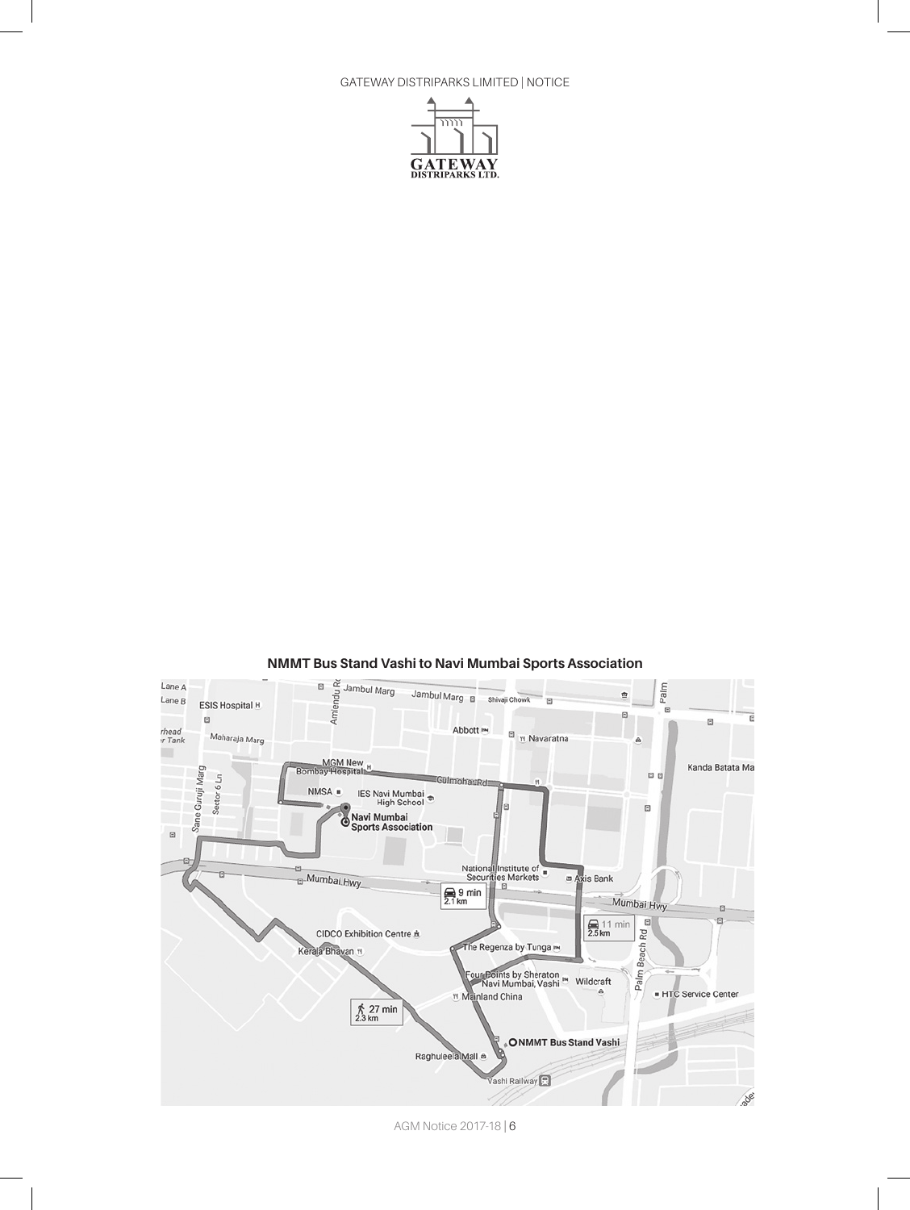**NMMT Bus Stand Vashi to Navi Mumbai Sports Association**

Navi Mumbai Sports Association

NMMT Bus Stand Vashi

9 min
2.1 km

11 min
2.5 km

27 min
2.3 km